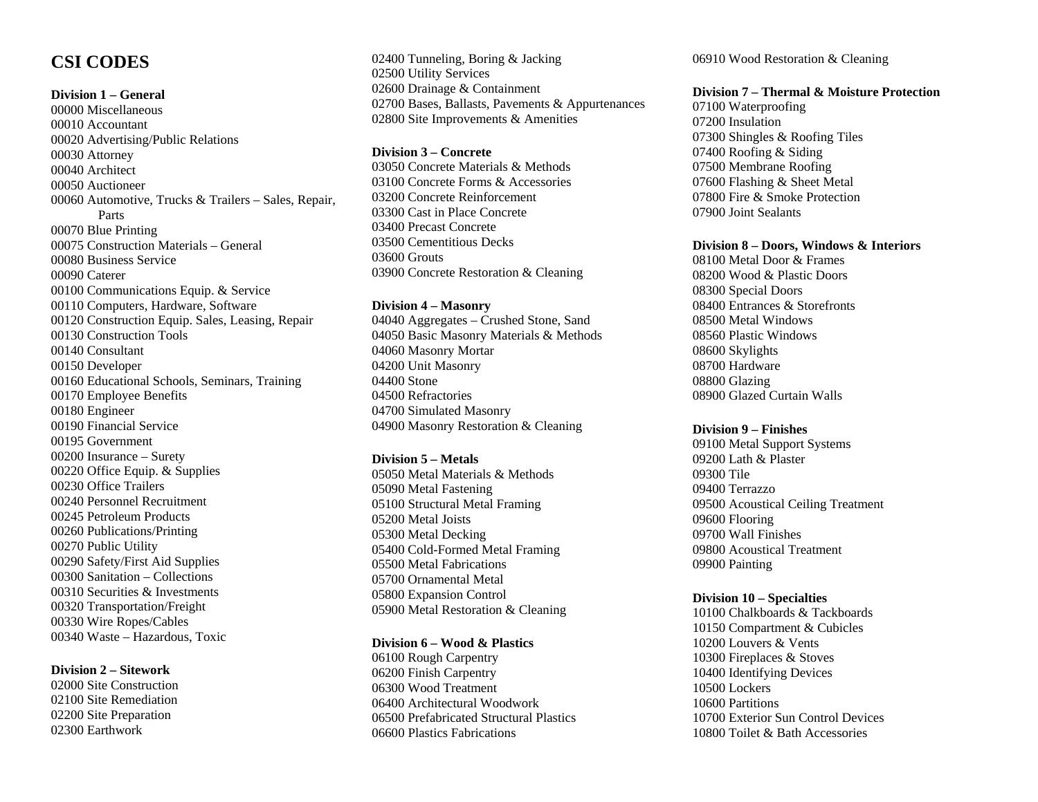# CSI CODES

**Division 1 – General**

00000 Miscellaneous
00010 Accountant
00020 Advertising/Public Relations
00030 Attorney
00040 Architect
00050 Auctioneer
00060 Automotive, Trucks & Trailers – Sales, Repair, Parts
00070 Blue Printing
00075 Construction Materials – General
00080 Business Service
00090 Caterer
00100 Communications Equip. & Service
00110 Computers, Hardware, Software
00120 Construction Equip. Sales, Leasing, Repair
00130 Construction Tools
00140 Consultant
00150 Developer
00160 Educational Schools, Seminars, Training
00170 Employee Benefits
00180 Engineer
00190 Financial Service
00195 Government
00200 Insurance – Surety
00220 Office Equip. & Supplies
00230 Office Trailers
00240 Personnel Recruitment
00245 Petroleum Products
00260 Publications/Printing
00270 Public Utility
00290 Safety/First Aid Supplies
00300 Sanitation – Collections
00310 Securities & Investments
00320 Transportation/Freight
00330 Wire Ropes/Cables
00340 Waste – Hazardous, Toxic

**Division 2 – Sitework**

02000 Site Construction
02100 Site Remediation
02200 Site Preparation
02300 Earthwork
02400 Tunneling, Boring & Jacking
02500 Utility Services
02600 Drainage & Containment
02700 Bases, Ballasts, Pavements & Appurtenances
02800 Site Improvements & Amenities

**Division 3 – Concrete**

03050 Concrete Materials & Methods
03100 Concrete Forms & Accessories
03200 Concrete Reinforcement
03300 Cast in Place Concrete
03400 Precast Concrete
03500 Cementitious Decks
03600 Grouts
03900 Concrete Restoration & Cleaning

**Division 4 – Masonry**

04040 Aggregates – Crushed Stone, Sand
04050 Basic Masonry Materials & Methods
04060 Masonry Mortar
04200 Unit Masonry
04400 Stone
04500 Refractories
04700 Simulated Masonry
04900 Masonry Restoration & Cleaning

**Division 5 – Metals**

05050 Metal Materials & Methods
05090 Metal Fastening
05100 Structural Metal Framing
05200 Metal Joists
05300 Metal Decking
05400 Cold-Formed Metal Framing
05500 Metal Fabrications
05700 Ornamental Metal
05800 Expansion Control
05900 Metal Restoration & Cleaning

**Division 6 – Wood & Plastics**

06100 Rough Carpentry
06200 Finish Carpentry
06300 Wood Treatment
06400 Architectural Woodwork
06500 Prefabricated Structural Plastics
06600 Plastics Fabrications
06910 Wood Restoration & Cleaning

**Division 7 – Thermal & Moisture Protection**

07100 Waterproofing
07200 Insulation
07300 Shingles & Roofing Tiles
07400 Roofing & Siding
07500 Membrane Roofing
07600 Flashing & Sheet Metal
07800 Fire & Smoke Protection
07900 Joint Sealants

**Division 8 – Doors, Windows & Interiors**

08100 Metal Door & Frames
08200 Wood & Plastic Doors
08300 Special Doors
08400 Entrances & Storefronts
08500 Metal Windows
08560 Plastic Windows
08600 Skylights
08700 Hardware
08800 Glazing
08900 Glazed Curtain Walls

**Division 9 – Finishes**

09100 Metal Support Systems
09200 Lath & Plaster
09300 Tile
09400 Terrazzo
09500 Acoustical Ceiling Treatment
09600 Flooring
09700 Wall Finishes
09800 Acoustical Treatment
09900 Painting

**Division 10 – Specialties**

10100 Chalkboards & Tackboards
10150 Compartment & Cubicles
10200 Louvers & Vents
10300 Fireplaces & Stoves
10400 Identifying Devices
10500 Lockers
10600 Partitions
10700 Exterior Sun Control Devices
10800 Toilet & Bath Accessories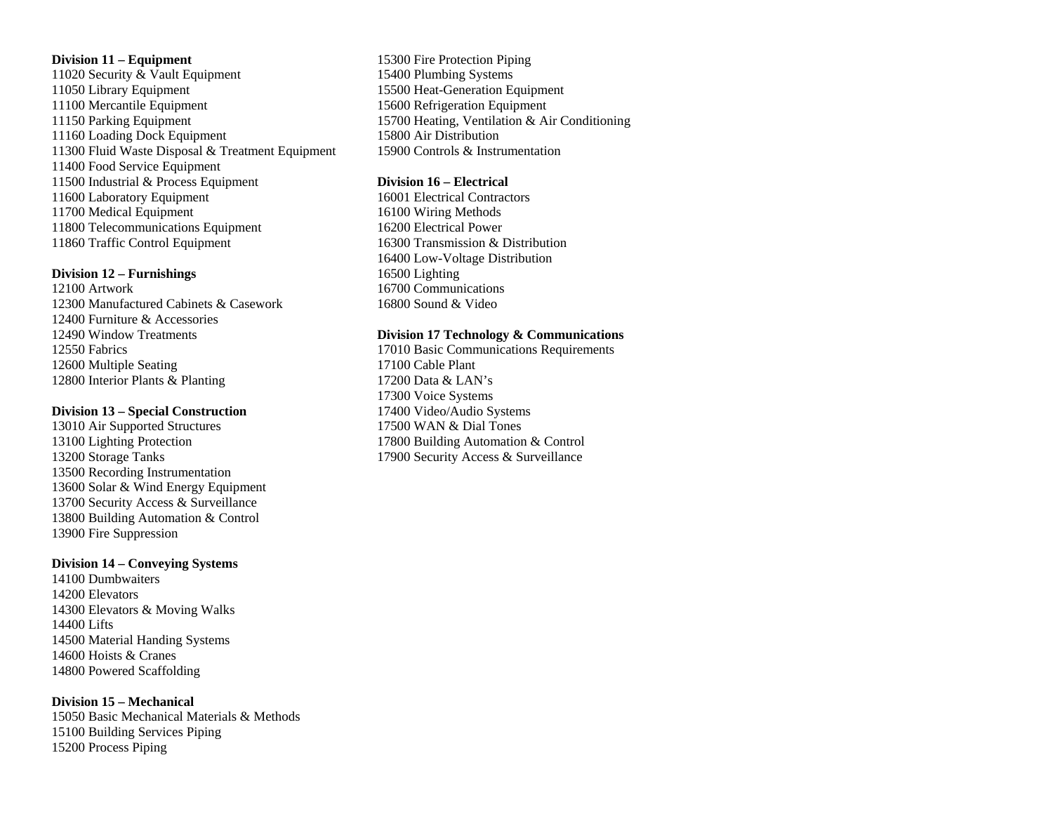**Division 11 – Equipment**

11020 Security & Vault Equipment
11050 Library Equipment
11100 Mercantile Equipment
11150 Parking Equipment
11160 Loading Dock Equipment
11300 Fluid Waste Disposal & Treatment Equipment
11400 Food Service Equipment
11500 Industrial & Process Equipment
11600 Laboratory Equipment
11700 Medical Equipment
11800 Telecommunications Equipment
11860 Traffic Control Equipment

**Division 12 – Furnishings**

12100 Artwork
12300 Manufactured Cabinets & Casework
12400 Furniture & Accessories
12490 Window Treatments
12550 Fabrics
12600 Multiple Seating
12800 Interior Plants & Planting

**Division 13 – Special Construction**

13010 Air Supported Structures
13100 Lighting Protection
13200 Storage Tanks
13500 Recording Instrumentation
13600 Solar & Wind Energy Equipment
13700 Security Access & Surveillance
13800 Building Automation & Control
13900 Fire Suppression

**Division 14 – Conveying Systems**

14100 Dumbwaiters
14200 Elevators
14300 Elevators & Moving Walks
14400 Lifts
14500 Material Handing Systems
14600 Hoists & Cranes
14800 Powered Scaffolding

**Division 15 – Mechanical**

15050 Basic Mechanical Materials & Methods
15100 Building Services Piping
15200 Process Piping
15300 Fire Protection Piping
15400 Plumbing Systems
15500 Heat-Generation Equipment
15600 Refrigeration Equipment
15700 Heating, Ventilation & Air Conditioning
15800 Air Distribution
15900 Controls & Instrumentation

**Division 16 – Electrical**

16001 Electrical Contractors
16100 Wiring Methods
16200 Electrical Power
16300 Transmission & Distribution
16400 Low-Voltage Distribution
16500 Lighting
16700 Communications
16800 Sound & Video

**Division 17 Technology & Communications**

17010 Basic Communications Requirements
17100 Cable Plant
17200 Data & LAN's
17300 Voice Systems
17400 Video/Audio Systems
17500 WAN & Dial Tones
17800 Building Automation & Control
17900 Security Access & Surveillance